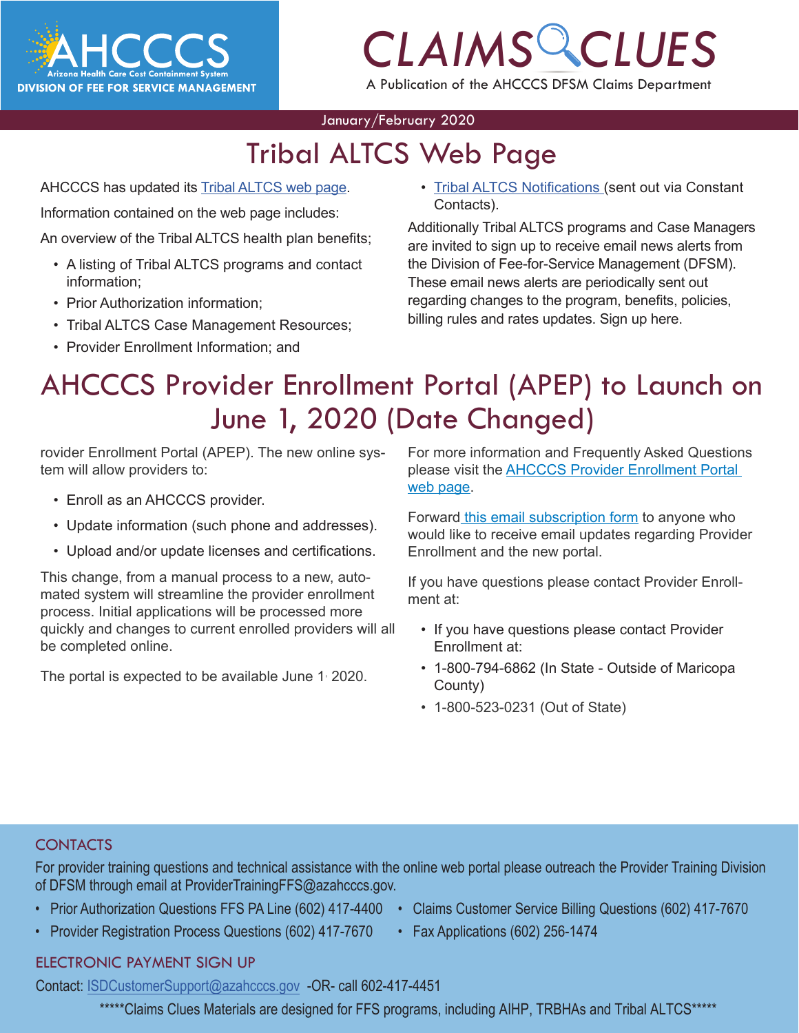AHCCCS
Arizona Health Care Cost Containment System
DIVISION OF FEE FOR SERVICE MANAGEMENT

# CLAIMS CLUES

A Publication of the AHCCCS DFSM Claims Department

January/February 2020

## Tribal ALTCS Web Page

AHCCCS has updated its [Tribal ALTCS web page](#).

Information contained on the web page includes:

An overview of the Tribal ALTCS health plan benefits;

- A listing of Tribal ALTCS programs and contact information;
- Prior Authorization information;
- Tribal ALTCS Case Management Resources;
- Provider Enrollment Information; and
- [Tribal ALTCS Notifications](#) (sent out via Constant Contacts).

Additionally Tribal ALTCS programs and Case Managers are invited to sign up to receive email news alerts from the Division of Fee-for-Service Management (DFSM). These email news alerts are periodically sent out regarding changes to the program, benefits, policies, billing rules and rates updates. Sign up here.

## AHCCCS Provider Enrollment Portal (APEP) to Launch on June 1, 2020 (Date Changed)

rovider Enrollment Portal (APEP). The new online system will allow providers to:

- Enroll as an AHCCCS provider.
- Update information (such phone and addresses).
- Upload and/or update licenses and certifications.

This change, from a manual process to a new, automated system will streamline the provider enrollment process. Initial applications will be processed more quickly and changes to current enrolled providers will all be completed online.

The portal is expected to be available June 1, 2020.

For more information and Frequently Asked Questions please visit the [AHCCCS Provider Enrollment Portal web page](#).

Forward [this email subscription form](#) to anyone who would like to receive email updates regarding Provider Enrollment and the new portal.

If you have questions please contact Provider Enrollment at:

- If you have questions please contact Provider Enrollment at:
- 1-800-794-6862 (In State - Outside of Maricopa County)
- 1-800-523-0231 (Out of State)

### CONTACTS

For provider training questions and technical assistance with the online web portal please outreach the Provider Training Division of DFSM through email at ProviderTrainingFFS@azahcccs.gov.

- Prior Authorization Questions FFS PA Line (602) 417-4400
- Provider Registration Process Questions (602) 417-7670
- Claims Customer Service Billing Questions (602) 417-7670
- Fax Applications (602) 256-1474

### ELECTRONIC PAYMENT SIGN UP

Contact: ISDCustomerSupport@azahcccs.gov -OR- call 602-417-4451

*****Claims Clues Materials are designed for FFS programs, including AIHP, TRBHAs and Tribal ALTCS*****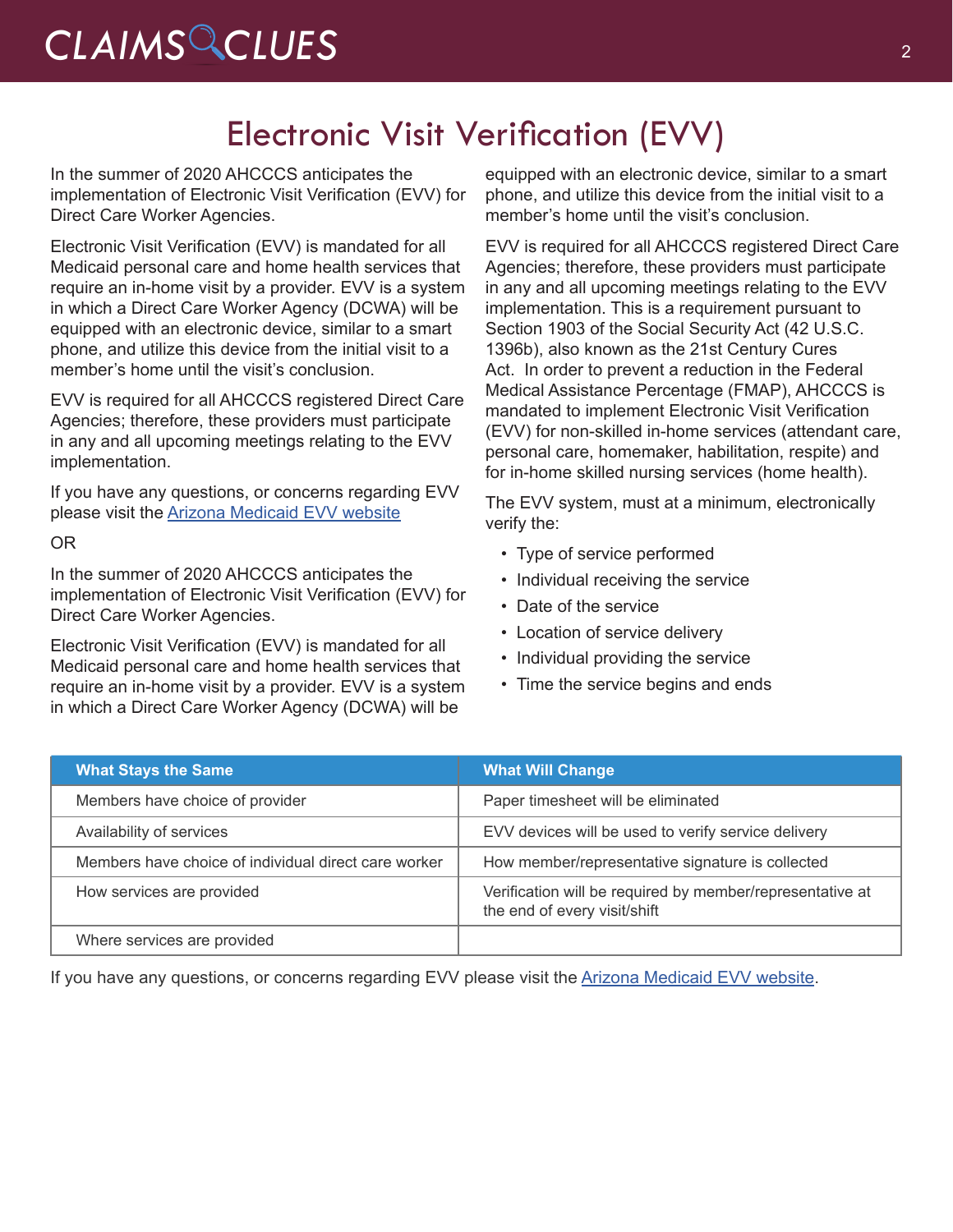# Electronic Visit Verification (EVV)

In the summer of 2020 AHCCCS anticipates the implementation of Electronic Visit Verification (EVV) for Direct Care Worker Agencies.

Electronic Visit Verification (EVV) is mandated for all Medicaid personal care and home health services that require an in-home visit by a provider. EVV is a system in which a Direct Care Worker Agency (DCWA) will be equipped with an electronic device, similar to a smart phone, and utilize this device from the initial visit to a member's home until the visit's conclusion.

EVV is required for all AHCCCS registered Direct Care Agencies; therefore, these providers must participate in any and all upcoming meetings relating to the EVV implementation.

If you have any questions, or concerns regarding EVV please visit the Arizona Medicaid EVV website

OR

In the summer of 2020 AHCCCS anticipates the implementation of Electronic Visit Verification (EVV) for Direct Care Worker Agencies.

Electronic Visit Verification (EVV) is mandated for all Medicaid personal care and home health services that require an in-home visit by a provider. EVV is a system in which a Direct Care Worker Agency (DCWA) will be equipped with an electronic device, similar to a smart phone, and utilize this device from the initial visit to a member's home until the visit's conclusion.

EVV is required for all AHCCCS registered Direct Care Agencies; therefore, these providers must participate in any and all upcoming meetings relating to the EVV implementation. This is a requirement pursuant to Section 1903 of the Social Security Act (42 U.S.C. 1396b), also known as the 21st Century Cures Act. In order to prevent a reduction in the Federal Medical Assistance Percentage (FMAP), AHCCCS is mandated to implement Electronic Visit Verification (EVV) for non-skilled in-home services (attendant care, personal care, homemaker, habilitation, respite) and for in-home skilled nursing services (home health).

The EVV system, must at a minimum, electronically verify the:

- Type of service performed
- Individual receiving the service
- Date of the service
- Location of service delivery
- Individual providing the service
- Time the service begins and ends

| What Stays the Same | What Will Change |
|---|---|
| Members have choice of provider | Paper timesheet will be eliminated |
| Availability of services | EVV devices will be used to verify service delivery |
| Members have choice of individual direct care worker | How member/representative signature is collected |
| How services are provided | Verification will be required by member/representative at the end of every visit/shift |
| Where services are provided | |

If you have any questions, or concerns regarding EVV please visit the Arizona Medicaid EVV website.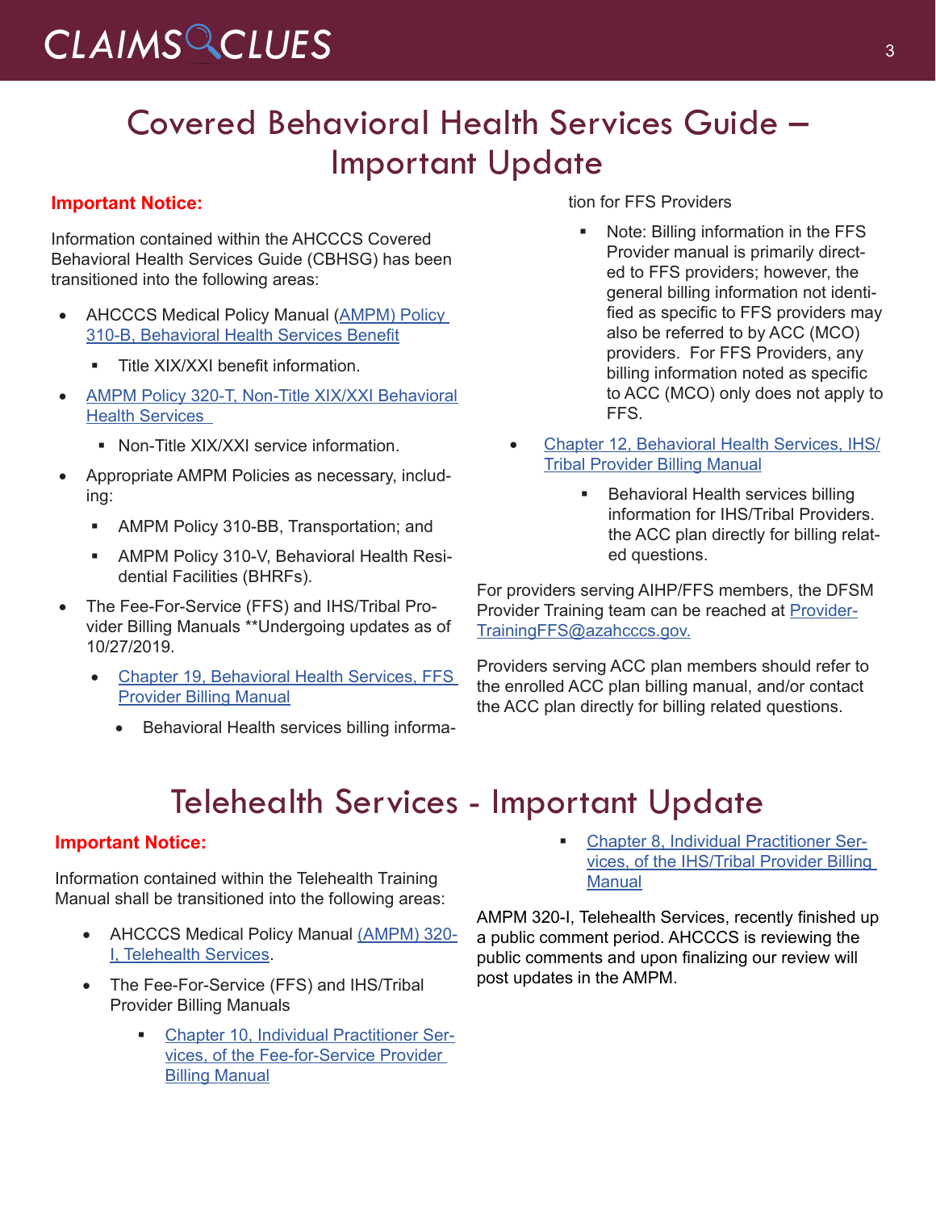# Covered Behavioral Health Services Guide – Important Update

**Important Notice:**

Information contained within the AHCCCS Covered Behavioral Health Services Guide (CBHSG) has been transitioned into the following areas:

- AHCCCS Medical Policy Manual (AMPM) Policy 310-B, Behavioral Health Services Benefit
  - Title XIX/XXI benefit information.
- AMPM Policy 320-T, Non-Title XIX/XXI Behavioral Health Services
  - Non-Title XIX/XXI service information.
- Appropriate AMPM Policies as necessary, including:
  - AMPM Policy 310-BB, Transportation; and
  - AMPM Policy 310-V, Behavioral Health Residential Facilities (BHRFs).
- The Fee-For-Service (FFS) and IHS/Tribal Provider Billing Manuals **Undergoing updates as of 10/27/2019.
  - Chapter 19, Behavioral Health Services, FFS Provider Billing Manual
    - Behavioral Health services billing information for FFS Providers
      - Note: Billing information in the FFS Provider manual is primarily directed to FFS providers; however, the general billing information not identified as specific to FFS providers may also be referred to by ACC (MCO) providers. For FFS Providers, any billing information noted as specific to ACC (MCO) only does not apply to FFS.
  - Chapter 12, Behavioral Health Services, IHS/Tribal Provider Billing Manual
    - Behavioral Health services billing information for IHS/Tribal Providers. the ACC plan directly for billing related questions.

For providers serving AIHP/FFS members, the DFSM Provider Training team can be reached at ProviderTrainingFFS@azahcccs.gov.

Providers serving ACC plan members should refer to the enrolled ACC plan billing manual, and/or contact the ACC plan directly for billing related questions.

# Telehealth Services - Important Update

**Important Notice:**

Information contained within the Telehealth Training Manual shall be transitioned into the following areas:

- AHCCCS Medical Policy Manual (AMPM) 320-I, Telehealth Services.
- The Fee-For-Service (FFS) and IHS/Tribal Provider Billing Manuals
  - Chapter 10, Individual Practitioner Services, of the Fee-for-Service Provider Billing Manual
  - Chapter 8, Individual Practitioner Services, of the IHS/Tribal Provider Billing Manual

AMPM 320-I, Telehealth Services, recently finished up a public comment period. AHCCCS is reviewing the public comments and upon finalizing our review will post updates in the AMPM.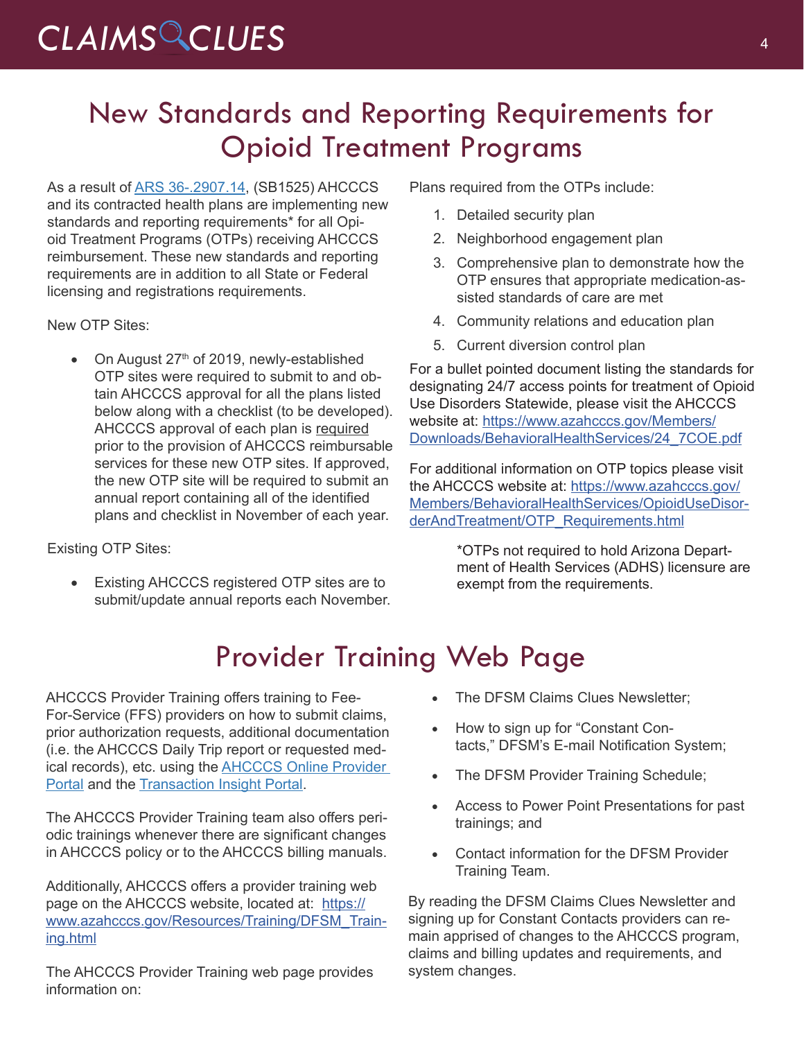# New Standards and Reporting Requirements for Opioid Treatment Programs

As a result of [ARS 36-.2907.14](), (SB1525) AHCCCS and its contracted health plans are implementing new standards and reporting requirements* for all Opioid Treatment Programs (OTPs) receiving AHCCCS reimbursement. These new standards and reporting requirements are in addition to all State or Federal licensing and registrations requirements.

New OTP Sites:

- On August 27th of 2019, newly-established OTP sites were required to submit to and obtain AHCCCS approval for all the plans listed below along with a checklist (to be developed). AHCCCS approval of each plan is required prior to the provision of AHCCCS reimbursable services for these new OTP sites. If approved, the new OTP site will be required to submit an annual report containing all of the identified plans and checklist in November of each year.

Existing OTP Sites:

- Existing AHCCCS registered OTP sites are to submit/update annual reports each November.

Plans required from the OTPs include:

1. Detailed security plan
2. Neighborhood engagement plan
3. Comprehensive plan to demonstrate how the OTP ensures that appropriate medication-assisted standards of care are met
4. Community relations and education plan
5. Current diversion control plan

For a bullet pointed document listing the standards for designating 24/7 access points for treatment of Opioid Use Disorders Statewide, please visit the AHCCCS website at: https://www.azahcccs.gov/Members/Downloads/BehavioralHealthServices/24_7COE.pdf

For additional information on OTP topics please visit the AHCCCS website at: https://www.azahcccs.gov/Members/BehavioralHealthServices/OpioidUseDisorderAndTreatment/OTP_Requirements.html

*OTPs not required to hold Arizona Department of Health Services (ADHS) licensure are exempt from the requirements.

# Provider Training Web Page

AHCCCS Provider Training offers training to Fee-For-Service (FFS) providers on how to submit claims, prior authorization requests, additional documentation (i.e. the AHCCCS Daily Trip report or requested medical records), etc. using the AHCCCS Online Provider Portal and the Transaction Insight Portal.

The AHCCCS Provider Training team also offers periodic trainings whenever there are significant changes in AHCCCS policy or to the AHCCCS billing manuals.

Additionally, AHCCCS offers a provider training web page on the AHCCCS website, located at: https://www.azahcccs.gov/Resources/Training/DFSM_Training.html

The AHCCCS Provider Training web page provides information on:

- The DFSM Claims Clues Newsletter;
- How to sign up for "Constant Contacts," DFSM's E-mail Notification System;
- The DFSM Provider Training Schedule;
- Access to Power Point Presentations for past trainings; and
- Contact information for the DFSM Provider Training Team.

By reading the DFSM Claims Clues Newsletter and signing up for Constant Contacts providers can remain apprised of changes to the AHCCCS program, claims and billing updates and requirements, and system changes.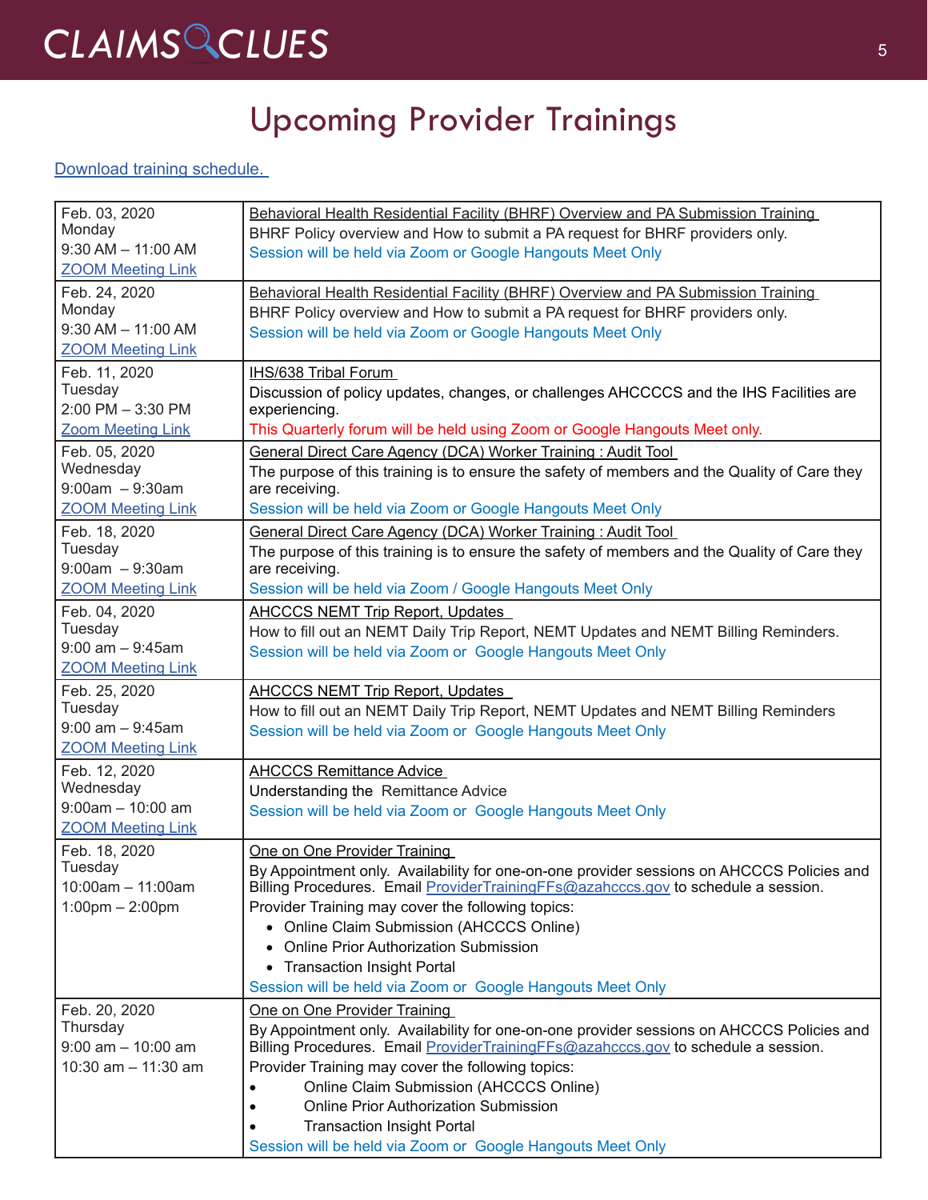# Upcoming Provider Trainings

Download training schedule.

| | |
|---|---|
| Feb. 03, 2020<br>Monday<br>9:30 AM – 11:00 AM<br>ZOOM Meeting Link | Behavioral Health Residential Facility (BHRF) Overview and PA Submission Training<br>BHRF Policy overview and How to submit a PA request for BHRF providers only.<br>Session will be held via Zoom or Google Hangouts Meet Only |
| Feb. 24, 2020<br>Monday<br>9:30 AM – 11:00 AM<br>ZOOM Meeting Link | Behavioral Health Residential Facility (BHRF) Overview and PA Submission Training<br>BHRF Policy overview and How to submit a PA request for BHRF providers only.<br>Session will be held via Zoom or Google Hangouts Meet Only |
| Feb. 11, 2020<br>Tuesday<br>2:00 PM – 3:30 PM<br>Zoom Meeting Link | IHS/638 Tribal Forum<br>Discussion of policy updates, changes, or challenges AHCCCS and the IHS Facilities are experiencing.<br>This Quarterly forum will be held using Zoom or Google Hangouts Meet only. |
| Feb. 05, 2020<br>Wednesday<br>9:00am – 9:30am<br>ZOOM Meeting Link | General Direct Care Agency (DCA) Worker Training : Audit Tool<br>The purpose of this training is to ensure the safety of members and the Quality of Care they are receiving.<br>Session will be held via Zoom or Google Hangouts Meet Only |
| Feb. 18, 2020<br>Tuesday<br>9:00am – 9:30am<br>ZOOM Meeting Link | General Direct Care Agency (DCA) Worker Training : Audit Tool<br>The purpose of this training is to ensure the safety of members and the Quality of Care they are receiving.<br>Session will be held via Zoom / Google Hangouts Meet Only |
| Feb. 04, 2020<br>Tuesday<br>9:00 am – 9:45am<br>ZOOM Meeting Link | AHCCCS NEMT Trip Report, Updates<br>How to fill out an NEMT Daily Trip Report, NEMT Updates and NEMT Billing Reminders.<br>Session will be held via Zoom or Google Hangouts Meet Only |
| Feb. 25, 2020<br>Tuesday<br>9:00 am – 9:45am<br>ZOOM Meeting Link | AHCCCS NEMT Trip Report, Updates<br>How to fill out an NEMT Daily Trip Report, NEMT Updates and NEMT Billing Reminders<br>Session will be held via Zoom or Google Hangouts Meet Only |
| Feb. 12, 2020<br>Wednesday<br>9:00am – 10:00 am<br>ZOOM Meeting Link | AHCCCS Remittance Advice<br>Understanding the Remittance Advice<br>Session will be held via Zoom or Google Hangouts Meet Only |
| Feb. 18, 2020<br>Tuesday<br>10:00am – 11:00am<br>1:00pm – 2:00pm | One on One Provider Training<br>By Appointment only. Availability for one-on-one provider sessions on AHCCCS Policies and Billing Procedures. Email ProviderTrainingFFs@azahcccs.gov to schedule a session.<br>Provider Training may cover the following topics:<br>• Online Claim Submission (AHCCCS Online)<br>• Online Prior Authorization Submission<br>• Transaction Insight Portal<br>Session will be held via Zoom or Google Hangouts Meet Only |
| Feb. 20, 2020<br>Thursday<br>9:00 am – 10:00 am<br>10:30 am – 11:30 am | One on One Provider Training<br>By Appointment only. Availability for one-on-one provider sessions on AHCCCS Policies and Billing Procedures. Email ProviderTrainingFFs@azahcccs.gov to schedule a session.<br>Provider Training may cover the following topics:<br>• Online Claim Submission (AHCCCS Online)<br>• Online Prior Authorization Submission<br>• Transaction Insight Portal<br>Session will be held via Zoom or Google Hangouts Meet Only |